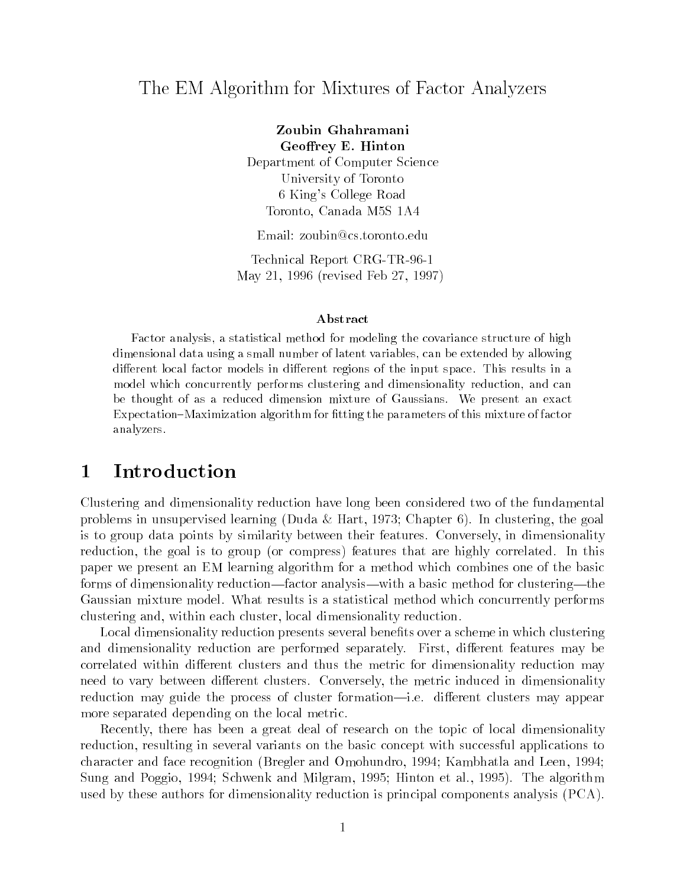# The EM Algorithm for Mixtures of Factor Analyzers

**Zoubin Ghahramani**
**Geoffrey E. Hinton**
Department of Computer Science
University of Toronto
6 King's College Road
Toronto, Canada M5S 1A4

Email: zoubin@cs.toronto.edu

Technical Report CRG-TR-96-1
May 21, 1996 (revised Feb 27, 1997)

### Abstract

Factor analysis, a statistical method for modeling the covariance structure of high dimensional data using a small number of latent variables, can be extended by allowing different local factor models in different regions of the input space. This results in a model which concurrently performs clustering and dimensionality reduction, and can be thought of as a reduced dimension mixture of Gaussians. We present an exact Expectation–Maximization algorithm for fitting the parameters of this mixture of factor analyzers.

## 1 Introduction

Clustering and dimensionality reduction have long been considered two of the fundamental problems in unsupervised learning (Duda & Hart, 1973; Chapter 6). In clustering, the goal is to group data points by similarity between their features. Conversely, in dimensionality reduction, the goal is to group (or compress) features that are highly correlated. In this paper we present an EM learning algorithm for a method which combines one of the basic forms of dimensionality reduction—factor analysis—with a basic method for clustering—the Gaussian mixture model. What results is a statistical method which concurrently performs clustering and, within each cluster, local dimensionality reduction.

Local dimensionality reduction presents several benefits over a scheme in which clustering and dimensionality reduction are performed separately. First, different features may be correlated within different clusters and thus the metric for dimensionality reduction may need to vary between different clusters. Conversely, the metric induced in dimensionality reduction may guide the process of cluster formation—i.e. different clusters may appear more separated depending on the local metric.

Recently, there has been a great deal of research on the topic of local dimensionality reduction, resulting in several variants on the basic concept with successful applications to character and face recognition (Bregler and Omohundro, 1994; Kambhatla and Leen, 1994; Sung and Poggio, 1994; Schwenk and Milgram, 1995; Hinton et al., 1995). The algorithm used by these authors for dimensionality reduction is principal components analysis (PCA).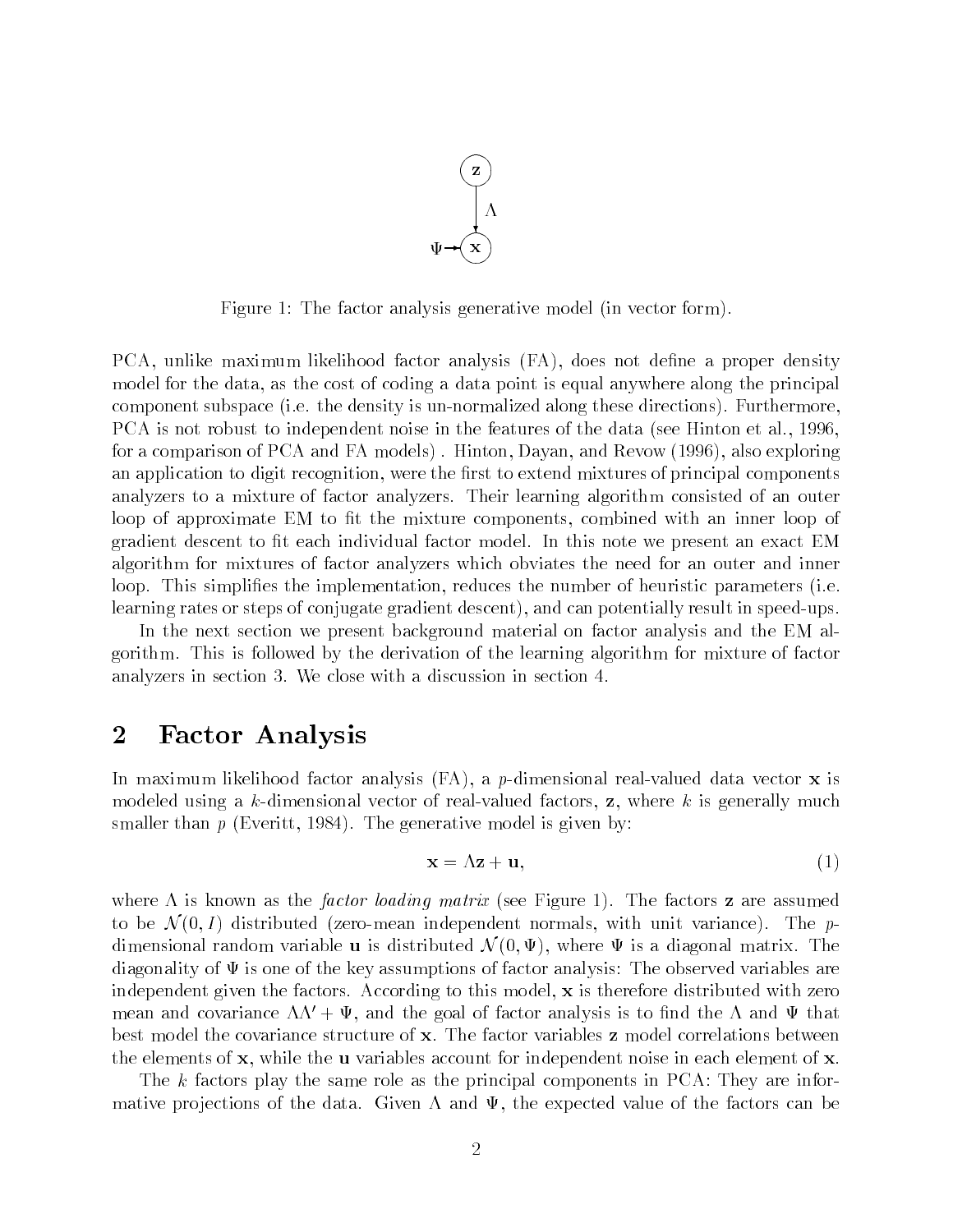Figure 1: The factor analysis generative model (in vector form).

PCA, unlike maximum likelihood factor analysis (FA), does not define a proper density model for the data, as the cost of coding a data point is equal anywhere along the principal component subspace (i.e. the density is un-normalized along these directions). Furthermore, PCA is not robust to independent noise in the features of the data (see Hinton et al., 1996, for a comparison of PCA and FA models) . Hinton, Dayan, and Revow (1996), also exploring an application to digit recognition, were the first to extend mixtures of principal components analyzers to a mixture of factor analyzers. Their learning algorithm consisted of an outer loop of approximate EM to fit the mixture components, combined with an inner loop of gradient descent to fit each individual factor model. In this note we present an exact EM algorithm for mixtures of factor analyzers which obviates the need for an outer and inner loop. This simplifies the implementation, reduces the number of heuristic parameters (i.e. learning rates or steps of conjugate gradient descent), and can potentially result in speed-ups.

In the next section we present background material on factor analysis and the EM algorithm. This is followed by the derivation of the learning algorithm for mixture of factor analyzers in section 3. We close with a discussion in section 4.

## 2 Factor Analysis

In maximum likelihood factor analysis (FA), a $p$-dimensional real-valued data vector $\mathbf{x}$ is modeled using a $k$-dimensional vector of real-valued factors, $\mathbf{z}$, where $k$ is generally much smaller than $p$ (Everitt, 1984). The generative model is given by:

$$\mathbf{x} = \Lambda \mathbf{z} + \mathbf{u}, \tag{1}$$

where $\Lambda$ is known as the *factor loading matrix* (see Figure 1). The factors $\mathbf{z}$ are assumed to be $\mathcal{N}(0, I)$ distributed (zero-mean independent normals, with unit variance). The $p$-dimensional random variable $\mathbf{u}$ is distributed $\mathcal{N}(0, \Psi)$, where $\Psi$ is a diagonal matrix. The diagonality of $\Psi$ is one of the key assumptions of factor analysis: The observed variables are independent given the factors. According to this model, $\mathbf{x}$ is therefore distributed with zero mean and covariance $\Lambda\Lambda' + \Psi$, and the goal of factor analysis is to find the $\Lambda$ and $\Psi$ that best model the covariance structure of $\mathbf{x}$. The factor variables $\mathbf{z}$ model correlations between the elements of $\mathbf{x}$, while the $\mathbf{u}$ variables account for independent noise in each element of $\mathbf{x}$.

The $k$ factors play the same role as the principal components in PCA: They are informative projections of the data. Given $\Lambda$ and $\Psi$, the expected value of the factors can be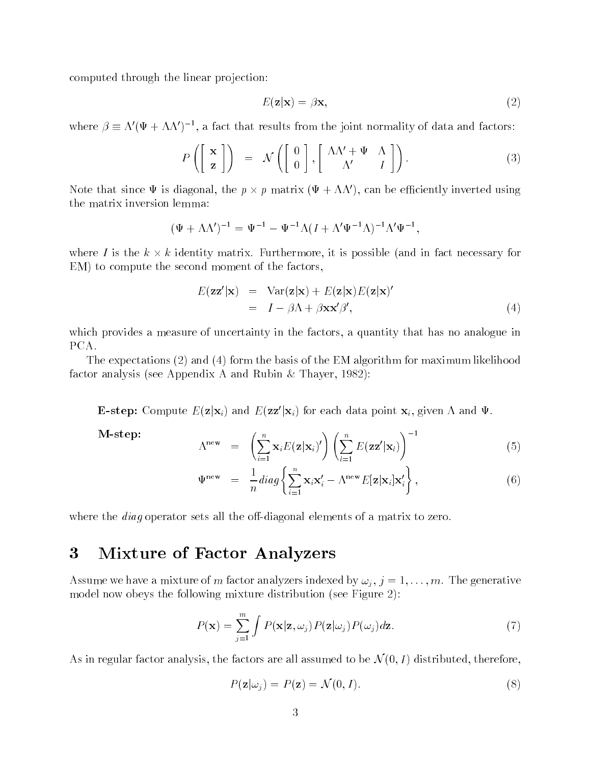computed through the linear projection:

$$E(\mathbf{z}|\mathbf{x}) = \beta\mathbf{x}, \tag{2}$$

where $\beta \equiv \Lambda'(\Psi + \Lambda\Lambda')^{-1}$, a fact that results from the joint normality of data and factors:

$$P\left(\begin{bmatrix} \mathbf{x} \\ \mathbf{z} \end{bmatrix}\right) = \mathcal{N}\left(\begin{bmatrix} 0 \\ 0 \end{bmatrix}, \begin{bmatrix} \Lambda\Lambda' + \Psi & \Lambda \\ \Lambda' & I \end{bmatrix}\right). \tag{3}$$

Note that since $\Psi$ is diagonal, the $p \times p$ matrix $(\Psi + \Lambda\Lambda')$, can be efficiently inverted using the matrix inversion lemma:

$$(\Psi + \Lambda\Lambda')^{-1} = \Psi^{-1} - \Psi^{-1}\Lambda(I + \Lambda'\Psi^{-1}\Lambda)^{-1}\Lambda'\Psi^{-1},$$

where $I$ is the $k \times k$ identity matrix. Furthermore, it is possible (and in fact necessary for EM) to compute the second moment of the factors,

$$\begin{aligned} E(\mathbf{z}\mathbf{z}'|\mathbf{x}) &= \mathrm{Var}(\mathbf{z}|\mathbf{x}) + E(\mathbf{z}|\mathbf{x})E(\mathbf{z}|\mathbf{x})' \\ &= I - \beta\Lambda + \beta\mathbf{x}\mathbf{x}'\beta', \end{aligned} \tag{4}$$

which provides a measure of uncertainty in the factors, a quantity that has no analogue in PCA.

The expectations (2) and (4) form the basis of the EM algorithm for maximum likelihood factor analysis (see Appendix A and Rubin & Thayer, 1982):

**E-step:** Compute $E(\mathbf{z}|\mathbf{x}_i)$ and $E(\mathbf{z}\mathbf{z}'|\mathbf{x}_i)$ for each data point $\mathbf{x}_i$, given $\Lambda$ and $\Psi$.

**M-step:**

$$\Lambda^{\mathrm{new}} = \left(\sum_{i=1}^{n} \mathbf{x}_i E(\mathbf{z}|\mathbf{x}_i)'\right)\left(\sum_{l=1}^{n} E(\mathbf{z}\mathbf{z}'|\mathbf{x}_l)\right)^{-1} \tag{5}$$

$$\Psi^{\mathrm{new}} = \frac{1}{n} diag\left\{\sum_{i=1}^{n} \mathbf{x}_i\mathbf{x}_i' - \Lambda^{\mathrm{new}} E[\mathbf{z}|\mathbf{x}_i]\mathbf{x}_i'\right\}, \tag{6}$$

where the *diag* operator sets all the off-diagonal elements of a matrix to zero.

# 3 Mixture of Factor Analyzers

Assume we have a mixture of $m$ factor analyzers indexed by $\omega_j$, $j = 1, \ldots, m$. The generative model now obeys the following mixture distribution (see Figure 2):

$$P(\mathbf{x}) = \sum_{j=1}^{m} \int P(\mathbf{x}|\mathbf{z}, \omega_j)P(\mathbf{z}|\omega_j)P(\omega_j)d\mathbf{z}. \tag{7}$$

As in regular factor analysis, the factors are all assumed to be $\mathcal{N}(0, I)$ distributed, therefore,

$$P(\mathbf{z}|\omega_j) = P(\mathbf{z}) = \mathcal{N}(0, I). \tag{8}$$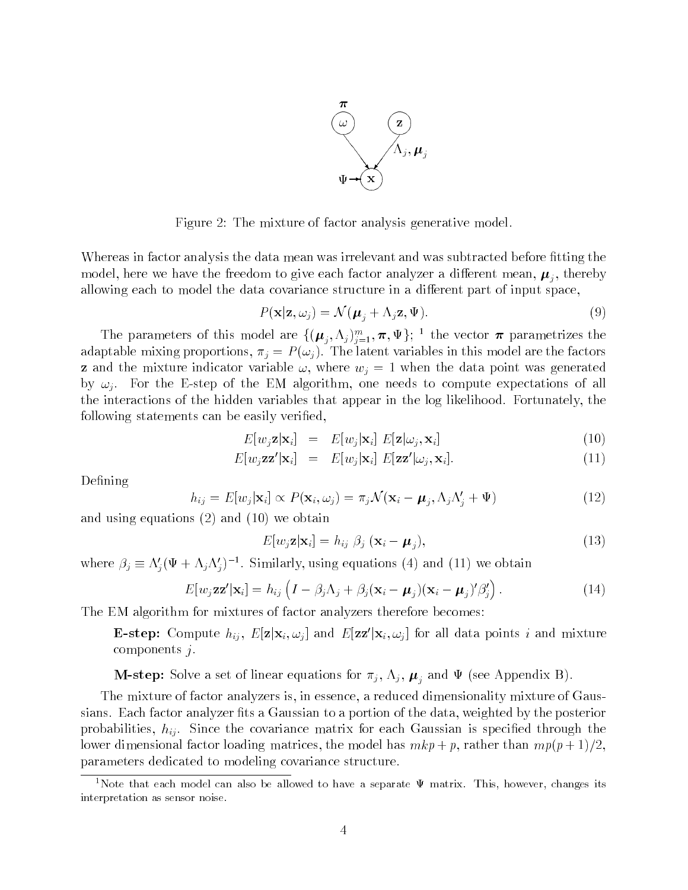Figure 2: The mixture of factor analysis generative model.

Whereas in factor analysis the data mean was irrelevant and was subtracted before fitting the model, here we have the freedom to give each factor analyzer a different mean, $\boldsymbol{\mu}_j$, thereby allowing each to model the data covariance structure in a different part of input space,

$$P(\mathbf{x}|\mathbf{z}, \omega_j) = \mathcal{N}(\boldsymbol{\mu}_j + \Lambda_j \mathbf{z}, \Psi). \tag{9}$$

The parameters of this model are $\{(\boldsymbol{\mu}_j, \Lambda_j)_{j=1}^m, \boldsymbol{\pi}, \Psi\}$; [1] the vector $\boldsymbol{\pi}$ parametrizes the adaptable mixing proportions, $\pi_j = P(\omega_j)$. The latent variables in this model are the factors $\mathbf{z}$ and the mixture indicator variable $\omega$, where $w_j = 1$ when the data point was generated by $\omega_j$. For the E-step of the EM algorithm, one needs to compute expectations of all the interactions of the hidden variables that appear in the log likelihood. Fortunately, the following statements can be easily verified,

$$E[w_j \mathbf{z}|\mathbf{x}_i] = E[w_j|\mathbf{x}_i] \; E[\mathbf{z}|\omega_j, \mathbf{x}_i] \tag{10}$$

$$E[w_j \mathbf{z}\mathbf{z}'|\mathbf{x}_i] = E[w_j|\mathbf{x}_i] \; E[\mathbf{z}\mathbf{z}'|\omega_j, \mathbf{x}_i]. \tag{11}$$

Defining

$$h_{ij} = E[w_j|\mathbf{x}_i] \propto P(\mathbf{x}_i, \omega_j) = \pi_j \mathcal{N}(\mathbf{x}_i - \boldsymbol{\mu}_j, \Lambda_j \Lambda_j' + \Psi) \tag{12}$$

and using equations (2) and (10) we obtain

$$E[w_j \mathbf{z}|\mathbf{x}_i] = h_{ij} \; \beta_j \; (\mathbf{x}_i - \boldsymbol{\mu}_j), \tag{13}$$

where $\beta_j \equiv \Lambda_j'(\Psi + \Lambda_j \Lambda_j')^{-1}$. Similarly, using equations (4) and (11) we obtain

$$E[w_j \mathbf{z}\mathbf{z}'|\mathbf{x}_i] = h_{ij} \left( I - \beta_j \Lambda_j + \beta_j (\mathbf{x}_i - \boldsymbol{\mu}_j)(\mathbf{x}_i - \boldsymbol{\mu}_j)' \beta_j' \right). \tag{14}$$

The EM algorithm for mixtures of factor analyzers therefore becomes:

> **E-step:** Compute $h_{ij}$, $E[\mathbf{z}|\mathbf{x}_i, \omega_j]$ and $E[\mathbf{z}\mathbf{z}'|\mathbf{x}_i, \omega_j]$ for all data points $i$ and mixture components $j$.
>
> **M-step:** Solve a set of linear equations for $\pi_j$, $\Lambda_j$, $\boldsymbol{\mu}_j$ and $\Psi$ (see Appendix B).

The mixture of factor analyzers is, in essence, a reduced dimensionality mixture of Gaussians. Each factor analyzer fits a Gaussian to a portion of the data, weighted by the posterior probabilities, $h_{ij}$. Since the covariance matrix for each Gaussian is specified through the lower dimensional factor loading matrices, the model has $mkp + p$, rather than $mp(p+1)/2$, parameters dedicated to modeling covariance structure.

[1] Note that each model can also be allowed to have a separate $\Psi$ matrix. This, however, changes its interpretation as sensor noise.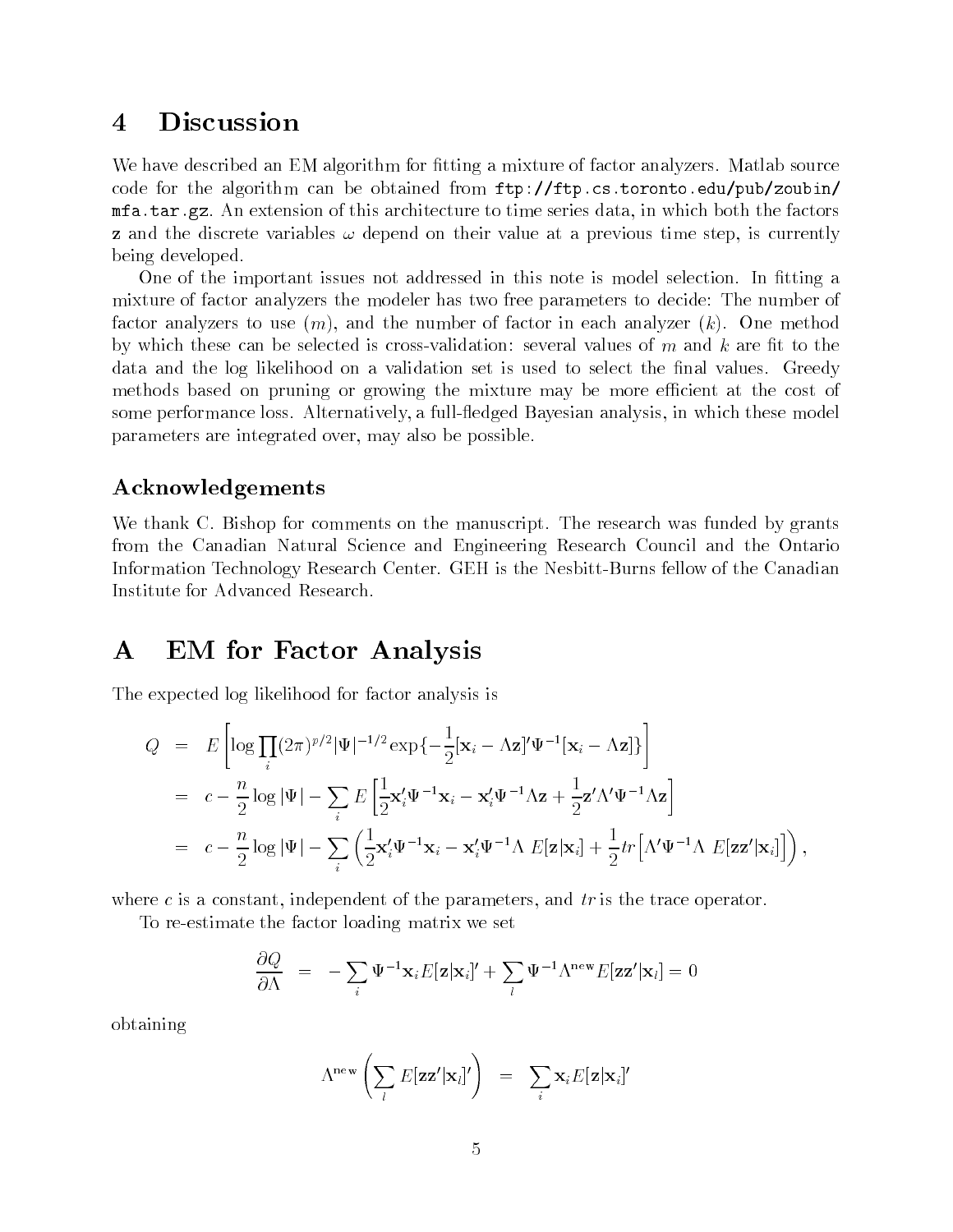# 4 Discussion

We have described an EM algorithm for fitting a mixture of factor analyzers. Matlab source code for the algorithm can be obtained from `ftp://ftp.cs.toronto.edu/pub/zoubin/mfa.tar.gz`. An extension of this architecture to time series data, in which both the factors $\mathbf{z}$ and the discrete variables $\omega$ depend on their value at a previous time step, is currently being developed.

One of the important issues not addressed in this note is model selection. In fitting a mixture of factor analyzers the modeler has two free parameters to decide: The number of factor analyzers to use ($m$), and the number of factor in each analyzer ($k$). One method by which these can be selected is cross-validation: several values of $m$ and $k$ are fit to the data and the log likelihood on a validation set is used to select the final values. Greedy methods based on pruning or growing the mixture may be more efficient at the cost of some performance loss. Alternatively, a full-fledged Bayesian analysis, in which these model parameters are integrated over, may also be possible.

## Acknowledgements

We thank C. Bishop for comments on the manuscript. The research was funded by grants from the Canadian Natural Science and Engineering Research Council and the Ontario Information Technology Research Center. GEH is the Nesbitt-Burns fellow of the Canadian Institute for Advanced Research.

# A EM for Factor Analysis

The expected log likelihood for factor analysis is

$$
\begin{aligned}
Q &= E\left[\log \prod_i (2\pi)^{p/2}|\Psi|^{-1/2}\exp\{-\frac{1}{2}[\mathbf{x}_i - \Lambda\mathbf{z}]'\Psi^{-1}[\mathbf{x}_i - \Lambda\mathbf{z}]\}\right] \\
&= c - \frac{n}{2}\log|\Psi| - \sum_i E\left[\frac{1}{2}\mathbf{x}_i'\Psi^{-1}\mathbf{x}_i - \mathbf{x}_i'\Psi^{-1}\Lambda\mathbf{z} + \frac{1}{2}\mathbf{z}'\Lambda'\Psi^{-1}\Lambda\mathbf{z}\right] \\
&= c - \frac{n}{2}\log|\Psi| - \sum_i \left(\frac{1}{2}\mathbf{x}_i'\Psi^{-1}\mathbf{x}_i - \mathbf{x}_i'\Psi^{-1}\Lambda\ E[\mathbf{z}|\mathbf{x}_i] + \frac{1}{2}tr\left[\Lambda'\Psi^{-1}\Lambda\ E[\mathbf{z}\mathbf{z}'|\mathbf{x}_i]\right]\right),
\end{aligned}
$$

where $c$ is a constant, independent of the parameters, and $tr$ is the trace operator.

To re-estimate the factor loading matrix we set

$$
\frac{\partial Q}{\partial \Lambda} = -\sum_i \Psi^{-1}\mathbf{x}_i E[\mathbf{z}|\mathbf{x}_i]' + \sum_l \Psi^{-1}\Lambda^{\text{new}} E[\mathbf{z}\mathbf{z}'|\mathbf{x}_l] = 0
$$

obtaining

$$
\Lambda^{\text{new}}\left(\sum_l E[\mathbf{z}\mathbf{z}'|\mathbf{x}_l]'\right) = \sum_i \mathbf{x}_i E[\mathbf{z}|\mathbf{x}_i]'
$$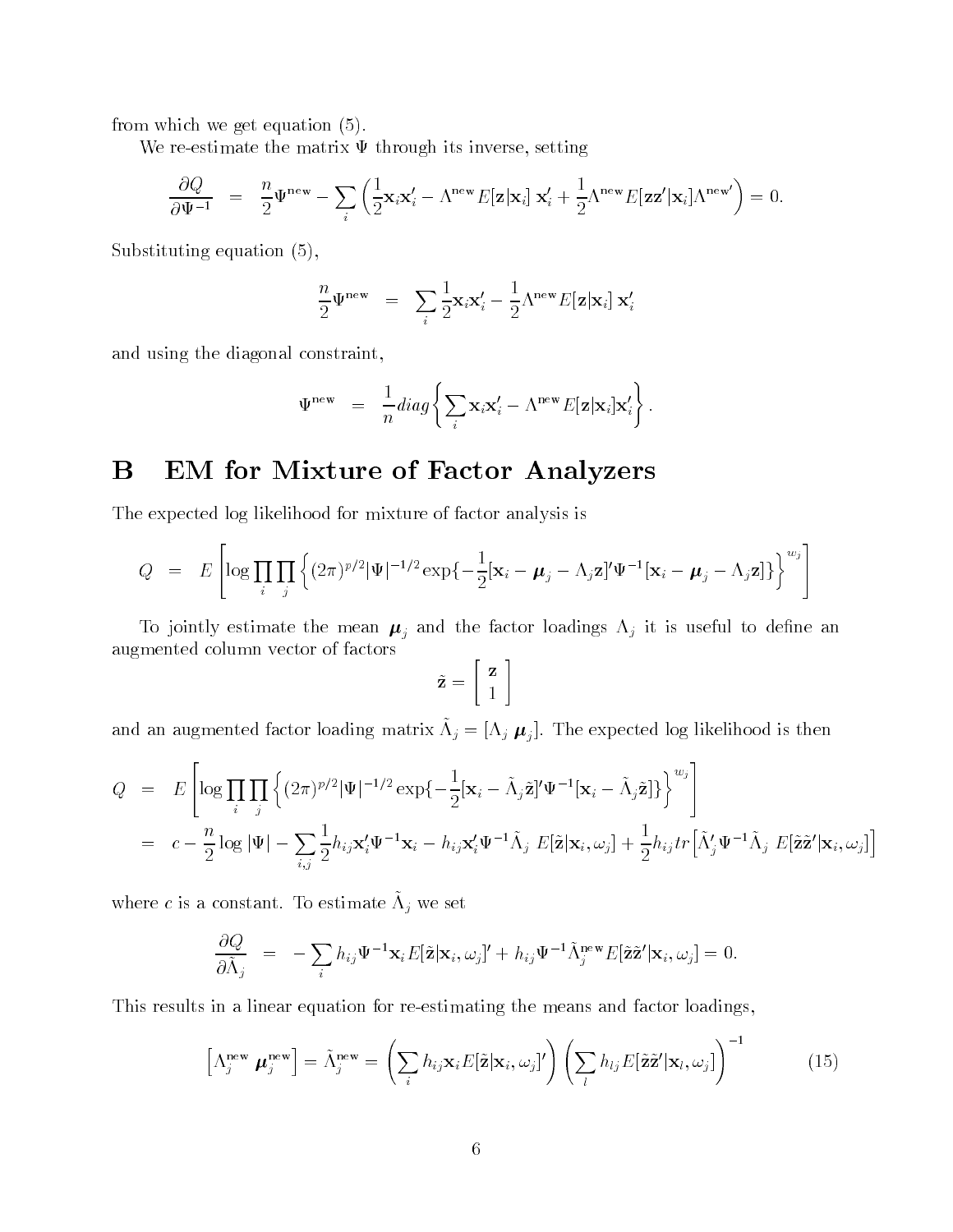from which we get equation (5).

We re-estimate the matrix $\Psi$ through its inverse, setting

$$\frac{\partial Q}{\partial \Psi^{-1}} = \frac{n}{2}\Psi^{\text{new}} - \sum_i \left( \frac{1}{2}\mathbf{x}_i\mathbf{x}_i' - \Lambda^{\text{new}} E[\mathbf{z}|\mathbf{x}_i]\, \mathbf{x}_i' + \frac{1}{2}\Lambda^{\text{new}} E[\mathbf{z}\mathbf{z}'|\mathbf{x}_i]\Lambda^{\text{new}'} \right) = 0.$$

Substituting equation (5),

$$\frac{n}{2}\Psi^{\text{new}} = \sum_i \frac{1}{2}\mathbf{x}_i\mathbf{x}_i' - \frac{1}{2}\Lambda^{\text{new}} E[\mathbf{z}|\mathbf{x}_i]\, \mathbf{x}_i'$$

and using the diagonal constraint,

$$\Psi^{\text{new}} = \frac{1}{n} diag\left\{ \sum_i \mathbf{x}_i\mathbf{x}_i' - \Lambda^{\text{new}} E[\mathbf{z}|\mathbf{x}_i]\mathbf{x}_i' \right\}.$$

# B EM for Mixture of Factor Analyzers

The expected log likelihood for mixture of factor analysis is

$$Q = E\left[ \log \prod_i \prod_j \left\{ (2\pi)^{p/2} |\Psi|^{-1/2} \exp\{ -\frac{1}{2} [\mathbf{x}_i - \boldsymbol{\mu}_j - \Lambda_j \mathbf{z}]' \Psi^{-1} [\mathbf{x}_i - \boldsymbol{\mu}_j - \Lambda_j \mathbf{z}] \} \right\}^{w_j} \right]$$

To jointly estimate the mean $\boldsymbol{\mu}_j$ and the factor loadings $\Lambda_j$ it is useful to define an augmented column vector of factors

$$\tilde{\mathbf{z}} = \begin{bmatrix} \mathbf{z} \\ 1 \end{bmatrix}$$

and an augmented factor loading matrix $\tilde{\Lambda}_j = [\Lambda_j\ \boldsymbol{\mu}_j]$. The expected log likelihood is then

$$\begin{aligned} Q &= E\left[ \log \prod_i \prod_j \left\{ (2\pi)^{p/2} |\Psi|^{-1/2} \exp\{ -\frac{1}{2} [\mathbf{x}_i - \tilde{\Lambda}_j \tilde{\mathbf{z}}]' \Psi^{-1} [\mathbf{x}_i - \tilde{\Lambda}_j \tilde{\mathbf{z}}] \} \right\}^{w_j} \right] \\ &= c - \frac{n}{2} \log |\Psi| - \sum_{i,j} \frac{1}{2} h_{ij} \mathbf{x}_i' \Psi^{-1} \mathbf{x}_i - h_{ij} \mathbf{x}_i' \Psi^{-1} \tilde{\Lambda}_j\ E[\tilde{\mathbf{z}}|\mathbf{x}_i, \omega_j] + \frac{1}{2} h_{ij} tr\left[ \tilde{\Lambda}_j' \Psi^{-1} \tilde{\Lambda}_j\ E[\tilde{\mathbf{z}}\tilde{\mathbf{z}}'|\mathbf{x}_i, \omega_j] \right] \end{aligned}$$

where $c$ is a constant. To estimate $\tilde{\Lambda}_j$ we set

$$\frac{\partial Q}{\partial \tilde{\Lambda}_j} = -\sum_i h_{ij} \Psi^{-1} \mathbf{x}_i E[\tilde{\mathbf{z}}|\mathbf{x}_i, \omega_j]' + h_{ij} \Psi^{-1} \tilde{\Lambda}_j^{\text{new}} E[\tilde{\mathbf{z}}\tilde{\mathbf{z}}'|\mathbf{x}_i, \omega_j] = 0.$$

This results in a linear equation for re-estimating the means and factor loadings,

$$\left[ \Lambda_j^{\text{new}}\ \boldsymbol{\mu}_j^{\text{new}} \right] = \tilde{\Lambda}_j^{\text{new}} = \left( \sum_i h_{ij} \mathbf{x}_i E[\tilde{\mathbf{z}}|\mathbf{x}_i, \omega_j]' \right) \left( \sum_l h_{lj} E[\tilde{\mathbf{z}}\tilde{\mathbf{z}}'|\mathbf{x}_l, \omega_j] \right)^{-1} \tag{15}$$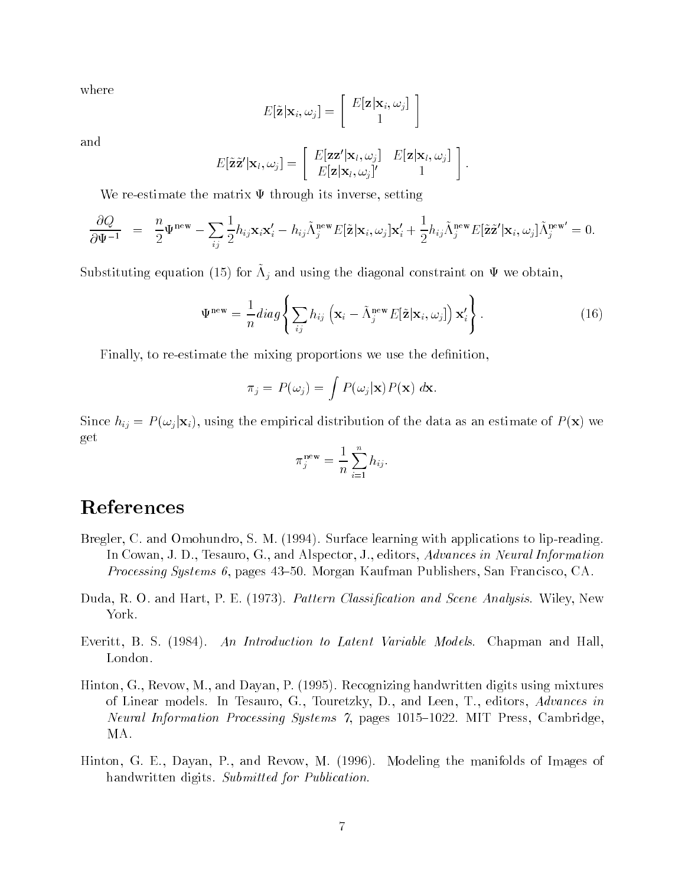where

$$E[\tilde{\mathbf{z}}|\mathbf{x}_i, \omega_j] = \left[ \begin{array}{c} E[\mathbf{z}|\mathbf{x}_i, \omega_j] \\ 1 \end{array} \right]$$

and

$$E[\tilde{\mathbf{z}}\tilde{\mathbf{z}}'|\mathbf{x}_l, \omega_j] = \left[ \begin{array}{cc} E[\mathbf{z}\mathbf{z}'|\mathbf{x}_l, \omega_j] & E[\mathbf{z}|\mathbf{x}_l, \omega_j] \\ E[\mathbf{z}|\mathbf{x}_l, \omega_j]' & 1 \end{array} \right].$$

We re-estimate the matrix $\Psi$ through its inverse, setting

$$\frac{\partial Q}{\partial \Psi^{-1}} = \frac{n}{2}\Psi^{\text{new}} - \sum_{ij} \frac{1}{2} h_{ij}\mathbf{x}_i\mathbf{x}_i' - h_{ij}\tilde{\Lambda}_j^{\text{new}} E[\tilde{\mathbf{z}}|\mathbf{x}_i, \omega_j]\mathbf{x}_i' + \frac{1}{2} h_{ij}\tilde{\Lambda}_j^{\text{new}} E[\tilde{\mathbf{z}}\tilde{\mathbf{z}}'|\mathbf{x}_i, \omega_j]\tilde{\Lambda}_j^{\text{new}\prime} = 0.$$

Substituting equation (15) for $\tilde{\Lambda}_j$ and using the diagonal constraint on $\Psi$ we obtain,

$$\Psi^{\text{new}} = \frac{1}{n} diag \left\{ \sum_{ij} h_{ij} \left( \mathbf{x}_i - \tilde{\Lambda}_j^{\text{new}} E[\tilde{\mathbf{z}}|\mathbf{x}_i, \omega_j] \right) \mathbf{x}_i' \right\}. \tag{16}$$

Finally, to re-estimate the mixing proportions we use the definition,

$$\pi_j = P(\omega_j) = \int P(\omega_j|\mathbf{x}) P(\mathbf{x})\, d\mathbf{x}.$$

Since $h_{ij} = P(\omega_j|\mathbf{x}_i)$, using the empirical distribution of the data as an estimate of $P(\mathbf{x})$ we get

$$\pi_j^{\text{new}} = \frac{1}{n} \sum_{i=1}^{n} h_{ij}.$$

# References

Bregler, C. and Omohundro, S. M. (1994). Surface learning with applications to lip-reading. In Cowan, J. D., Tesauro, G., and Alspector, J., editors, *Advances in Neural Information Processing Systems 6*, pages 43–50. Morgan Kaufman Publishers, San Francisco, CA.

Duda, R. O. and Hart, P. E. (1973). *Pattern Classification and Scene Analysis*. Wiley, New York.

Everitt, B. S. (1984). *An Introduction to Latent Variable Models*. Chapman and Hall, London.

Hinton, G., Revow, M., and Dayan, P. (1995). Recognizing handwritten digits using mixtures of Linear models. In Tesauro, G., Touretzky, D., and Leen, T., editors, *Advances in Neural Information Processing Systems 7*, pages 1015–1022. MIT Press, Cambridge, MA.

Hinton, G. E., Dayan, P., and Revow, M. (1996). Modeling the manifolds of Images of handwritten digits. *Submitted for Publication.*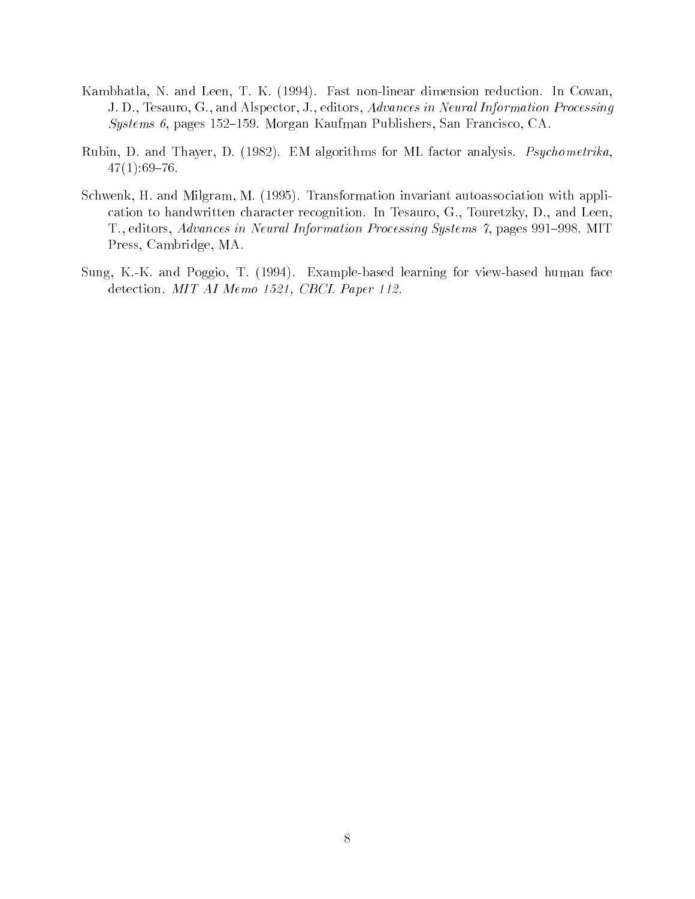Kambhatla, N. and Leen, T. K. (1994). Fast non-linear dimension reduction. In Cowan, J. D., Tesauro, G., and Alspector, J., editors, *Advances in Neural Information Processing Systems 6*, pages 152–159. Morgan Kaufman Publishers, San Francisco, CA.

Rubin, D. and Thayer, D. (1982). EM algorithms for ML factor analysis. *Psychometrika*, 47(1):69–76.

Schwenk, H. and Milgram, M. (1995). Transformation invariant autoassociation with application to handwritten character recognition. In Tesauro, G., Touretzky, D., and Leen, T., editors, *Advances in Neural Information Processing Systems 7*, pages 991–998. MIT Press, Cambridge, MA.

Sung, K.-K. and Poggio, T. (1994). Example-based learning for view-based human face detection. *MIT AI Memo 1521, CBCL Paper 112.*